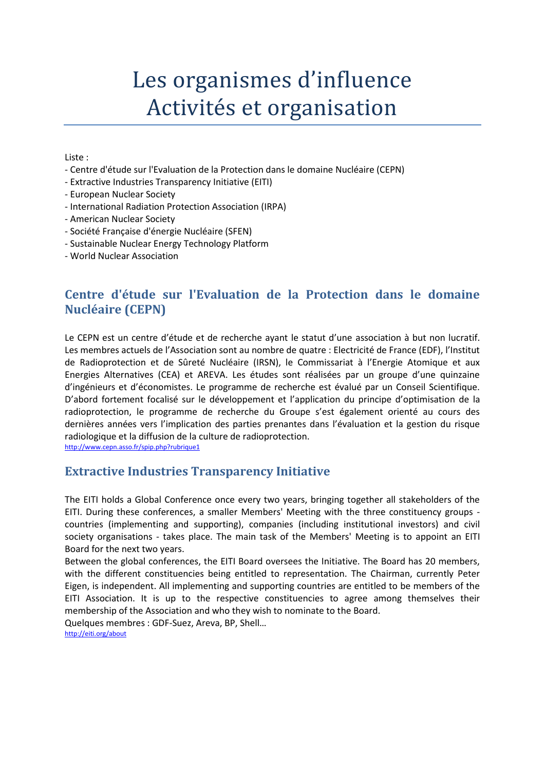# Les organismes d'influence
# Activités et organisation

Liste :

- Centre d'étude sur l'Evaluation de la Protection dans le domaine Nucléaire (CEPN)
- Extractive Industries Transparency Initiative (EITI)
- European Nuclear Society
- International Radiation Protection Association (IRPA)
- American Nuclear Society
- Société Française d'énergie Nucléaire (SFEN)
- Sustainable Nuclear Energy Technology Platform
- World Nuclear Association

## Centre d'étude sur l'Evaluation de la Protection dans le domaine Nucléaire (CEPN)

Le CEPN est un centre d'étude et de recherche ayant le statut d'une association à but non lucratif. Les membres actuels de l'Association sont au nombre de quatre : Electricité de France (EDF), l'Institut de Radioprotection et de Sûreté Nucléaire (IRSN), le Commissariat à l'Energie Atomique et aux Energies Alternatives (CEA) et AREVA. Les études sont réalisées par un groupe d'une quinzaine d'ingénieurs et d'économistes. Le programme de recherche est évalué par un Conseil Scientifique. D'abord fortement focalisé sur le développement et l'application du principe d'optimisation de la radioprotection, le programme de recherche du Groupe s'est également orienté au cours des dernières années vers l'implication des parties prenantes dans l'évaluation et la gestion du risque radiologique et la diffusion de la culture de radioprotection.

http://www.cepn.asso.fr/spip.php?rubrique1

## Extractive Industries Transparency Initiative

The EITI holds a Global Conference once every two years, bringing together all stakeholders of the EITI. During these conferences, a smaller Members' Meeting with the three constituency groups - countries (implementing and supporting), companies (including institutional investors) and civil society organisations - takes place. The main task of the Members' Meeting is to appoint an EITI Board for the next two years.

Between the global conferences, the EITI Board oversees the Initiative. The Board has 20 members, with the different constituencies being entitled to representation. The Chairman, currently Peter Eigen, is independent. All implementing and supporting countries are entitled to be members of the EITI Association. It is up to the respective constituencies to agree among themselves their membership of the Association and who they wish to nominate to the Board.

Quelques membres : GDF-Suez, Areva, BP, Shell…

http://eiti.org/about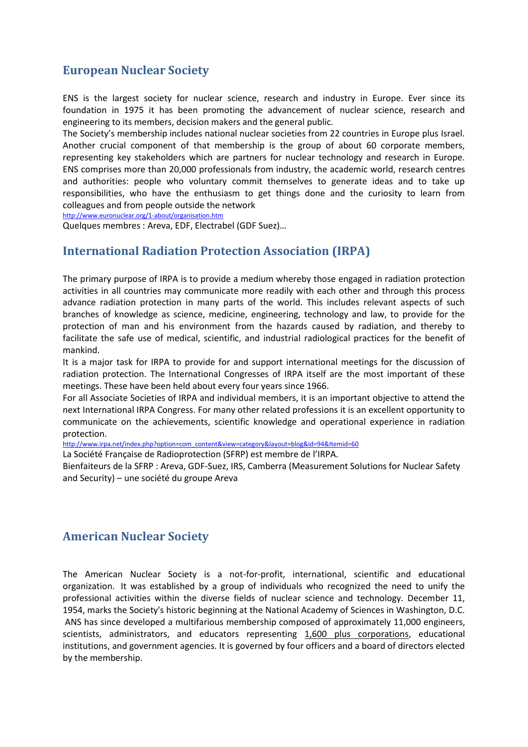## European Nuclear Society

ENS is the largest society for nuclear science, research and industry in Europe. Ever since its foundation in 1975 it has been promoting the advancement of nuclear science, research and engineering to its members, decision makers and the general public.
The Society's membership includes national nuclear societies from 22 countries in Europe plus Israel. Another crucial component of that membership is the group of about 60 corporate members, representing key stakeholders which are partners for nuclear technology and research in Europe. ENS comprises more than 20,000 professionals from industry, the academic world, research centres and authorities: people who voluntary commit themselves to generate ideas and to take up responsibilities, who have the enthusiasm to get things done and the curiosity to learn from colleagues and from people outside the network
http://www.euronuclear.org/1-about/organisation.htm
Quelques membres : Areva, EDF, Electrabel (GDF Suez)…

## International Radiation Protection Association (IRPA)

The primary purpose of IRPA is to provide a medium whereby those engaged in radiation protection activities in all countries may communicate more readily with each other and through this process advance radiation protection in many parts of the world. This includes relevant aspects of such branches of knowledge as science, medicine, engineering, technology and law, to provide for the protection of man and his environment from the hazards caused by radiation, and thereby to facilitate the safe use of medical, scientific, and industrial radiological practices for the benefit of mankind.
It is a major task for IRPA to provide for and support international meetings for the discussion of radiation protection. The International Congresses of IRPA itself are the most important of these meetings. These have been held about every four years since 1966.
For all Associate Societies of IRPA and individual members, it is an important objective to attend the next International IRPA Congress. For many other related professions it is an excellent opportunity to communicate on the achievements, scientific knowledge and operational experience in radiation protection.
http://www.irpa.net/index.php?option=com_content&view=category&layout=blog&id=94&Itemid=60
La Société Française de Radioprotection (SFRP) est membre de l'IRPA.
Bienfaiteurs de la SFRP : Areva, GDF-Suez, IRS, Camberra (Measurement Solutions for Nuclear Safety and Security) – une société du groupe Areva

## American Nuclear Society

The American Nuclear Society is a not-for-profit, international, scientific and educational organization. It was established by a group of individuals who recognized the need to unify the professional activities within the diverse fields of nuclear science and technology. December 11, 1954, marks the Society's historic beginning at the National Academy of Sciences in Washington, D.C. ANS has since developed a multifarious membership composed of approximately 11,000 engineers, scientists, administrators, and educators representing 1,600 plus corporations, educational institutions, and government agencies. It is governed by four officers and a board of directors elected by the membership.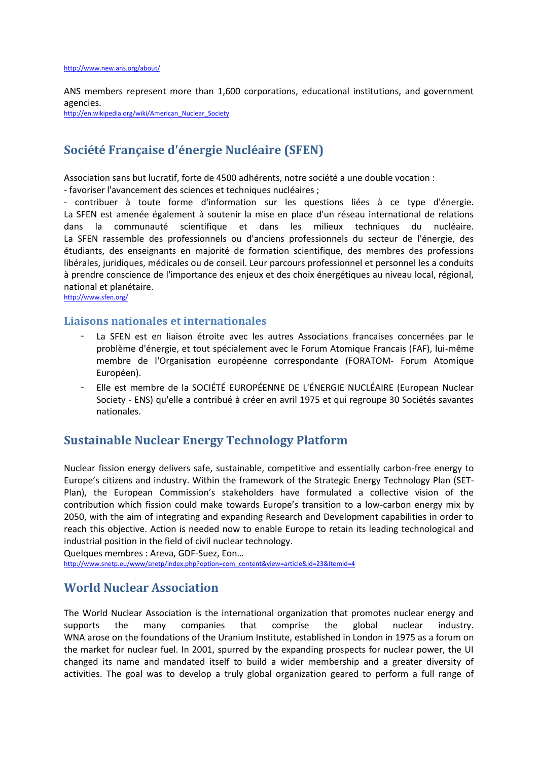http://www.new.ans.org/about/

ANS members represent more than 1,600 corporations, educational institutions, and government agencies.
http://en.wikipedia.org/wiki/American_Nuclear_Society

## Société Française d'énergie Nucléaire (SFEN)

Association sans but lucratif, forte de 4500 adhérents, notre société a une double vocation :
- favoriser l'avancement des sciences et techniques nucléaires ;
- contribuer à toute forme d'information sur les questions liées à ce type d'énergie.
La SFEN est amenée également à soutenir la mise en place d'un réseau international de relations dans la communauté scientifique et dans les milieux techniques du nucléaire.
La SFEN rassemble des professionnels ou d'anciens professionnels du secteur de l'énergie, des étudiants, des enseignants en majorité de formation scientifique, des membres des professions libérales, juridiques, médicales ou de conseil. Leur parcours professionnel et personnel les a conduits à prendre conscience de l'importance des enjeux et des choix énergétiques au niveau local, régional, national et planétaire.
http://www.sfen.org/

### Liaisons nationales et internationales

- La SFEN est en liaison étroite avec les autres Associations francaises concernées par le problème d'énergie, et tout spécialement avec le Forum Atomique Francais (FAF), lui-même membre de l'Organisation européenne correspondante (FORATOM- Forum Atomique Européen).
- Elle est membre de la SOCIÉTÉ EUROPÉENNE DE L'ÉNERGIE NUCLÉAIRE (European Nuclear Society - ENS) qu'elle a contribué à créer en avril 1975 et qui regroupe 30 Sociétés savantes nationales.

## Sustainable Nuclear Energy Technology Platform

Nuclear fission energy delivers safe, sustainable, competitive and essentially carbon-free energy to Europe's citizens and industry. Within the framework of the Strategic Energy Technology Plan (SET-Plan), the European Commission's stakeholders have formulated a collective vision of the contribution which fission could make towards Europe's transition to a low-carbon energy mix by 2050, with the aim of integrating and expanding Research and Development capabilities in order to reach this objective. Action is needed now to enable Europe to retain its leading technological and industrial position in the field of civil nuclear technology.
Quelques membres : Areva, GDF-Suez, Eon…
http://www.snetp.eu/www/snetp/index.php?option=com_content&view=article&id=23&Itemid=4

## World Nuclear Association

The World Nuclear Association is the international organization that promotes nuclear energy and supports the many companies that comprise the global nuclear industry.
WNA arose on the foundations of the Uranium Institute, established in London in 1975 as a forum on the market for nuclear fuel. In 2001, spurred by the expanding prospects for nuclear power, the UI changed its name and mandated itself to build a wider membership and a greater diversity of activities. The goal was to develop a truly global organization geared to perform a full range of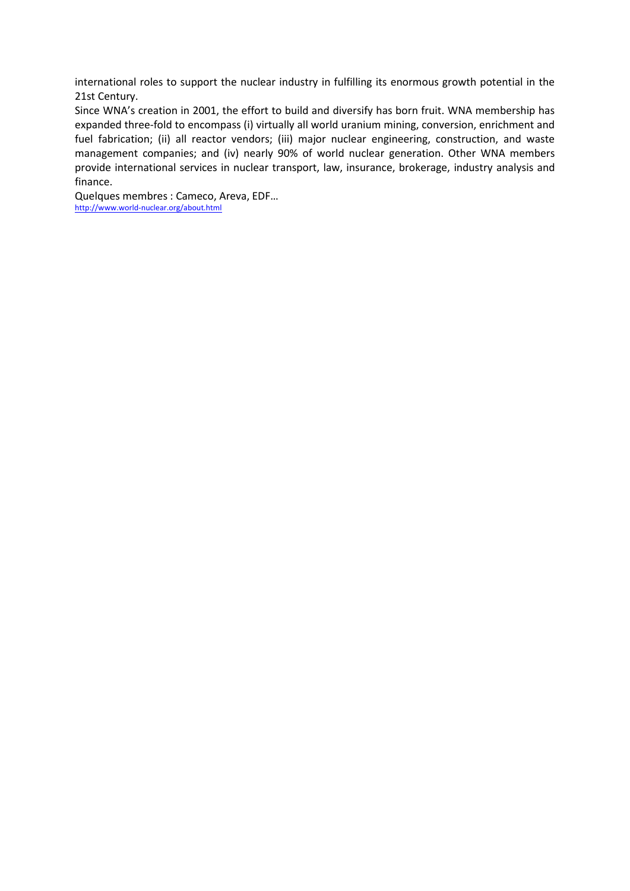international roles to support the nuclear industry in fulfilling its enormous growth potential in the 21st Century.

Since WNA's creation in 2001, the effort to build and diversify has born fruit. WNA membership has expanded three-fold to encompass (i) virtually all world uranium mining, conversion, enrichment and fuel fabrication; (ii) all reactor vendors; (iii) major nuclear engineering, construction, and waste management companies; and (iv) nearly 90% of world nuclear generation. Other WNA members provide international services in nuclear transport, law, insurance, brokerage, industry analysis and finance.

Quelques membres : Cameco, Areva, EDF…

http://www.world-nuclear.org/about.html